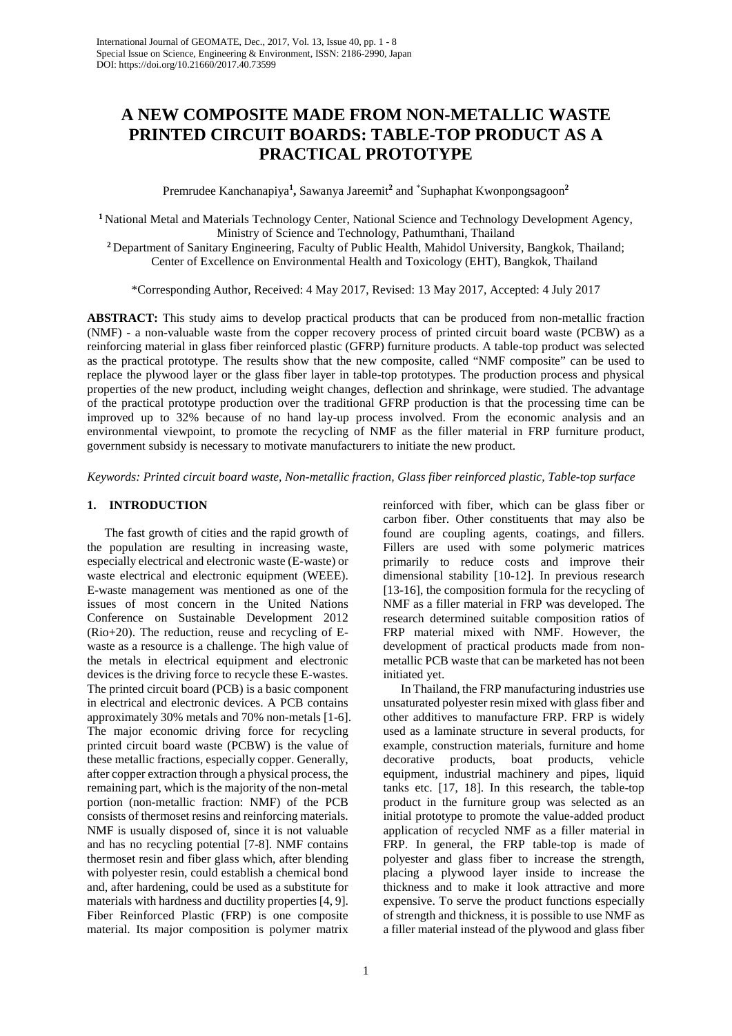# A NEW COMPOSITE MADE FROM NON-METALLIC WASTE PRINTED CIRCUIT BOARDS: TABLE-TOP PRODUCT AS A PRACTICAL PROTOTYPE

Premrudee Kanchanapiya[1], Sawanya Jareemit[2] and *Suphaphat Kwonpongsagoon[2]

[1] National Metal and Materials Technology Center, National Science and Technology Development Agency, Ministry of Science and Technology, Pathumthani, Thailand

[2] Department of Sanitary Engineering, Faculty of Public Health, Mahidol University, Bangkok, Thailand; Center of Excellence on Environmental Health and Toxicology (EHT), Bangkok, Thailand

*Corresponding Author, Received: 4 May 2017, Revised: 13 May 2017, Accepted: 4 July 2017

**ABSTRACT:** This study aims to develop practical products that can be produced from non-metallic fraction (NMF) - a non-valuable waste from the copper recovery process of printed circuit board waste (PCBW) as a reinforcing material in glass fiber reinforced plastic (GFRP) furniture products. A table-top product was selected as the practical prototype. The results show that the new composite, called "NMF composite" can be used to replace the plywood layer or the glass fiber layer in table-top prototypes. The production process and physical properties of the new product, including weight changes, deflection and shrinkage, were studied. The advantage of the practical prototype production over the traditional GFRP production is that the processing time can be improved up to 32% because of no hand lay-up process involved. From the economic analysis and an environmental viewpoint, to promote the recycling of NMF as the filler material in FRP furniture product, government subsidy is necessary to motivate manufacturers to initiate the new product.

*Keywords: Printed circuit board waste, Non-metallic fraction, Glass fiber reinforced plastic, Table-top surface*

## 1. INTRODUCTION

The fast growth of cities and the rapid growth of the population are resulting in increasing waste, especially electrical and electronic waste (E-waste) or waste electrical and electronic equipment (WEEE). E-waste management was mentioned as one of the issues of most concern in the United Nations Conference on Sustainable Development 2012 (Rio+20). The reduction, reuse and recycling of E-waste as a resource is a challenge. The high value of the metals in electrical equipment and electronic devices is the driving force to recycle these E-wastes. The printed circuit board (PCB) is a basic component in electrical and electronic devices. A PCB contains approximately 30% metals and 70% non-metals [1-6]. The major economic driving force for recycling printed circuit board waste (PCBW) is the value of these metallic fractions, especially copper. Generally, after copper extraction through a physical process, the remaining part, which is the majority of the non-metal portion (non-metallic fraction: NMF) of the PCB consists of thermoset resins and reinforcing materials. NMF is usually disposed of, since it is not valuable and has no recycling potential [7-8]. NMF contains thermoset resin and fiber glass which, after blending with polyester resin, could establish a chemical bond and, after hardening, could be used as a substitute for materials with hardness and ductility properties [4, 9]. Fiber Reinforced Plastic (FRP) is one composite material. Its major composition is polymer matrix reinforced with fiber, which can be glass fiber or carbon fiber. Other constituents that may also be found are coupling agents, coatings, and fillers. Fillers are used with some polymeric matrices primarily to reduce costs and improve their dimensional stability [10-12]. In previous research [13-16], the composition formula for the recycling of NMF as a filler material in FRP was developed. The research determined suitable composition ratios of FRP material mixed with NMF. However, the development of practical products made from non-metallic PCB waste that can be marketed has not been initiated yet.

In Thailand, the FRP manufacturing industries use unsaturated polyester resin mixed with glass fiber and other additives to manufacture FRP. FRP is widely used as a laminate structure in several products, for example, construction materials, furniture and home decorative products, boat products, vehicle equipment, industrial machinery and pipes, liquid tanks etc. [17, 18]. In this research, the table-top product in the furniture group was selected as an initial prototype to promote the value-added product application of recycled NMF as a filler material in FRP. In general, the FRP table-top is made of polyester and glass fiber to increase the strength, placing a plywood layer inside to increase the thickness and to make it look attractive and more expensive. To serve the product functions especially of strength and thickness, it is possible to use NMF as a filler material instead of the plywood and glass fiber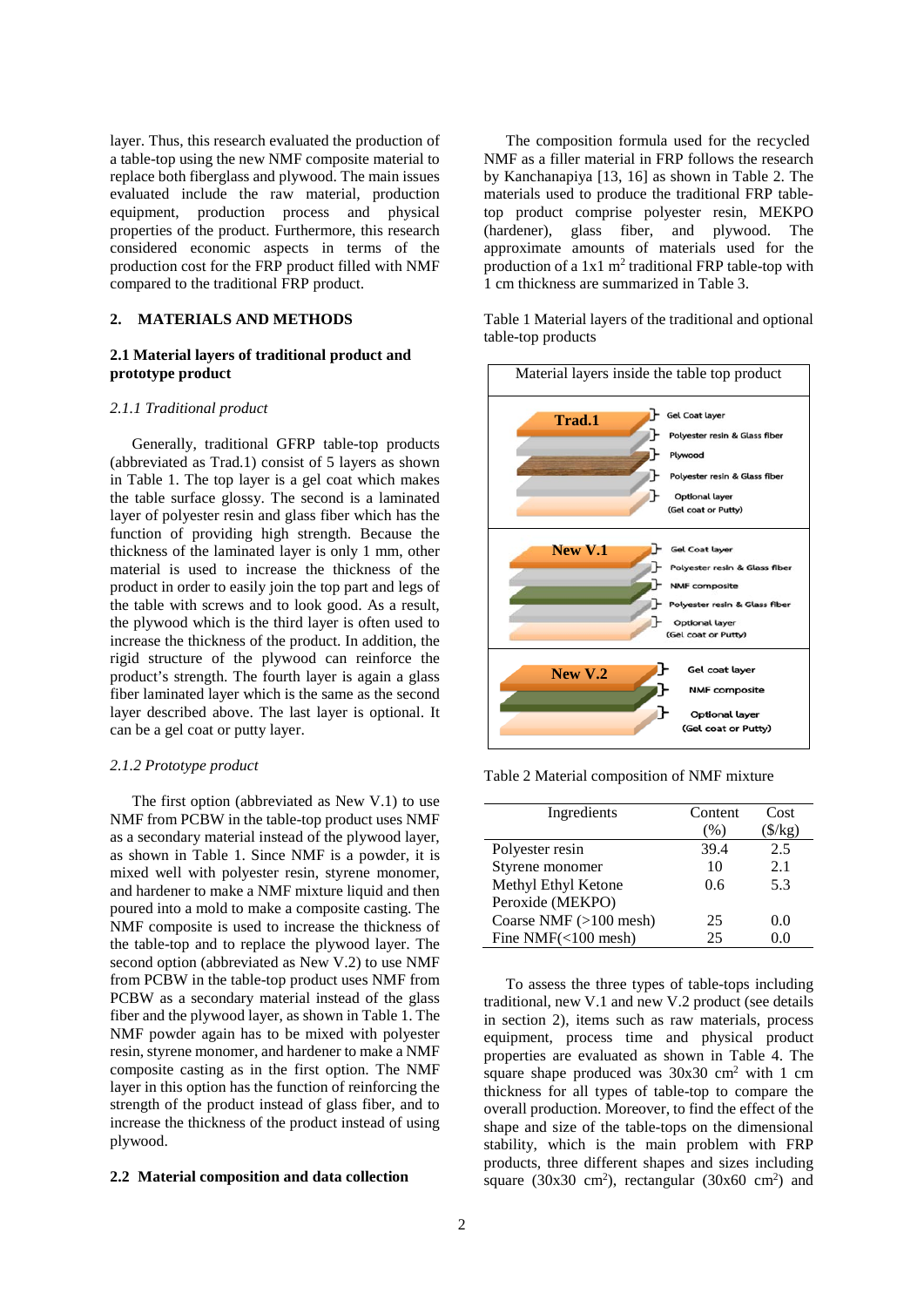layer. Thus, this research evaluated the production of a table-top using the new NMF composite material to replace both fiberglass and plywood. The main issues evaluated include the raw material, production equipment, production process and physical properties of the product. Furthermore, this research considered economic aspects in terms of the production cost for the FRP product filled with NMF compared to the traditional FRP product.

## 2. MATERIALS AND METHODS

### 2.1 Material layers of traditional product and prototype product

#### *2.1.1 Traditional product*

Generally, traditional GFRP table-top products (abbreviated as Trad.1) consist of 5 layers as shown in Table 1. The top layer is a gel coat which makes the table surface glossy. The second is a laminated layer of polyester resin and glass fiber which has the function of providing high strength. Because the thickness of the laminated layer is only 1 mm, other material is used to increase the thickness of the product in order to easily join the top part and legs of the table with screws and to look good. As a result, the plywood which is the third layer is often used to increase the thickness of the product. In addition, the rigid structure of the plywood can reinforce the product's strength. The fourth layer is again a glass fiber laminated layer which is the same as the second layer described above. The last layer is optional. It can be a gel coat or putty layer.

#### *2.1.2 Prototype product*

The first option (abbreviated as New V.1) to use NMF from PCBW in the table-top product uses NMF as a secondary material instead of the plywood layer, as shown in Table 1. Since NMF is a powder, it is mixed well with polyester resin, styrene monomer, and hardener to make a NMF mixture liquid and then poured into a mold to make a composite casting. The NMF composite is used to increase the thickness of the table-top and to replace the plywood layer. The second option (abbreviated as New V.2) to use NMF from PCBW in the table-top product uses NMF from PCBW as a secondary material instead of the glass fiber and the plywood layer, as shown in Table 1. The NMF powder again has to be mixed with polyester resin, styrene monomer, and hardener to make a NMF composite casting as in the first option. The NMF layer in this option has the function of reinforcing the strength of the product instead of glass fiber, and to increase the thickness of the product instead of using plywood.

### 2.2 Material composition and data collection

The composition formula used for the recycled NMF as a filler material in FRP follows the research by Kanchanapiya [13, 16] as shown in Table 2. The materials used to produce the traditional FRP table-top product comprise polyester resin, MEKPO (hardener), glass fiber, and plywood. The approximate amounts of materials used for the production of a 1x1 $m^2$ traditional FRP table-top with 1 cm thickness are summarized in Table 3.

Table 1 Material layers of the traditional and optional table-top products

| Material layers inside the table top product |
|---|
| **Trad.1**: Gel Coat layer; Polyester resin & Glass fiber; Plywood; Polyester resin & Glass fiber; Optional layer (Gel coat or Putty) |
| **New V.1**: Gel Coat layer; Polyester resin & Glass fiber; NMF composite; Polyester resin & Glass fiber; Optional layer (Gel coat or Putty) |
| **New V.2**: Gel coat layer; NMF composite; Optional layer (Gel coat or Putty) |

Table 2 Material composition of NMF mixture

| Ingredients | Content (%) | Cost ($/kg) |
|---|---|---|
| Polyester resin | 39.4 | 2.5 |
| Styrene monomer | 10 | 2.1 |
| Methyl Ethyl Ketone Peroxide (MEKPO) | 0.6 | 5.3 |
| Coarse NMF (>100 mesh) | 25 | 0.0 |
| Fine NMF(<100 mesh) | 25 | 0.0 |

To assess the three types of table-tops including traditional, new V.1 and new V.2 product (see details in section 2), items such as raw materials, process equipment, process time and physical product properties are evaluated as shown in Table 4. The square shape produced was 30x30 $cm^2$ with 1 cm thickness for all types of table-top to compare the overall production. Moreover, to find the effect of the shape and size of the table-tops on the dimensional stability, which is the main problem with FRP products, three different shapes and sizes including square (30x30 $cm^2$), rectangular (30x60 $cm^2$) and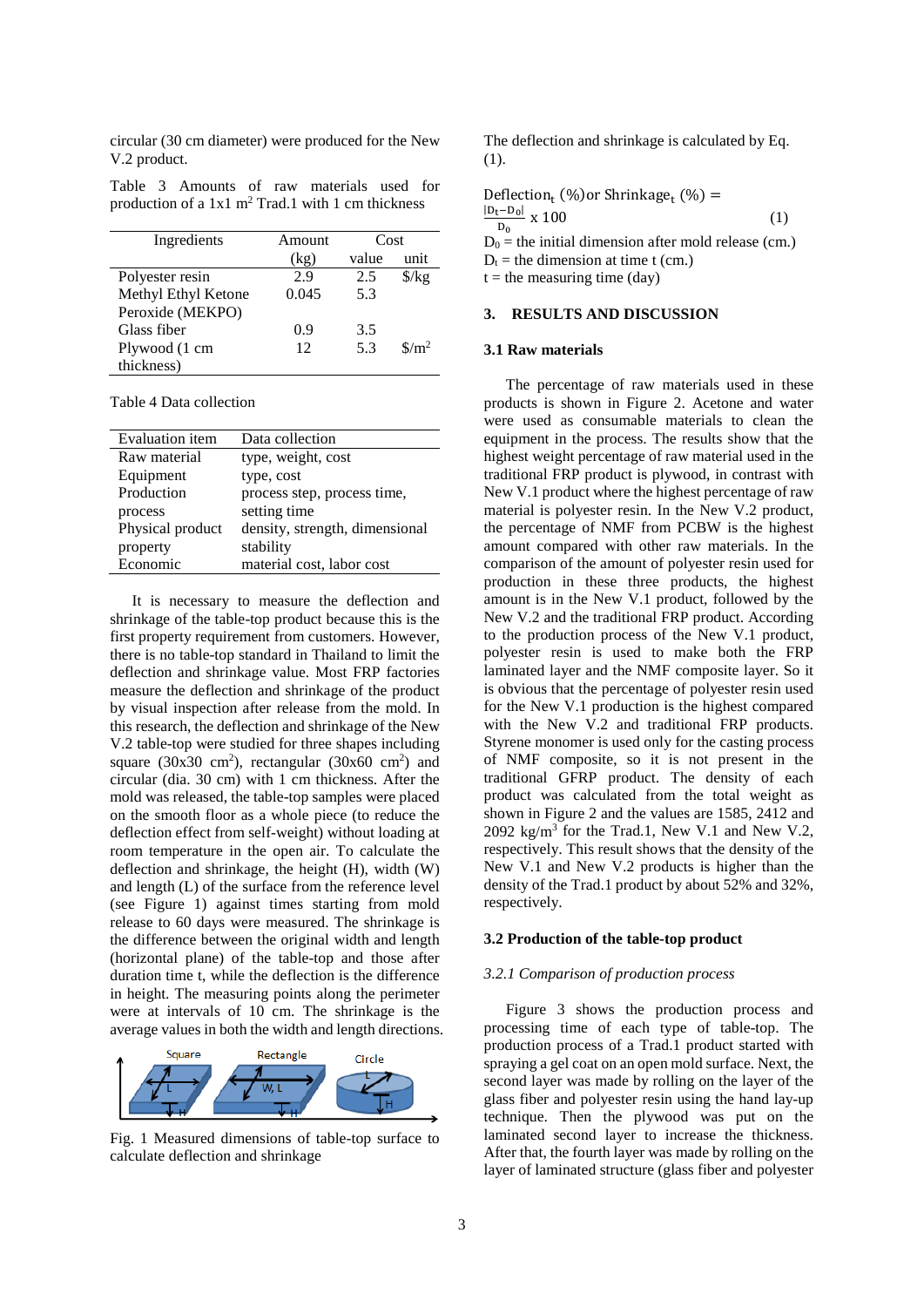circular (30 cm diameter) were produced for the New V.2 product.

Table 3 Amounts of raw materials used for production of a 1x1 $m^2$ Trad.1 with 1 cm thickness

| Ingredients | Amount (kg) | Cost value | Cost unit |
|---|---|---|---|
| Polyester resin | 2.9 | 2.5 | \$/kg |
| Methyl Ethyl Ketone Peroxide (MEKPO) | 0.045 | 5.3 | |
| Glass fiber | 0.9 | 3.5 | |
| Plywood (1 cm thickness) | 12 | 5.3 | \$/$m^2$ |

Table 4 Data collection

| Evaluation item | Data collection |
|---|---|
| Raw material | type, weight, cost |
| Equipment | type, cost |
| Production process | process step, process time, setting time |
| Physical product property | density, strength, dimensional stability |
| Economic | material cost, labor cost |

It is necessary to measure the deflection and shrinkage of the table-top product because this is the first property requirement from customers. However, there is no table-top standard in Thailand to limit the deflection and shrinkage value. Most FRP factories measure the deflection and shrinkage of the product by visual inspection after release from the mold. In this research, the deflection and shrinkage of the New V.2 table-top were studied for three shapes including square (30x30 $cm^2$), rectangular (30x60 $cm^2$) and circular (dia. 30 cm) with 1 cm thickness. After the mold was released, the table-top samples were placed on the smooth floor as a whole piece (to reduce the deflection effect from self-weight) without loading at room temperature in the open air. To calculate the deflection and shrinkage, the height (H), width (W) and length (L) of the surface from the reference level (see Figure 1) against times starting from mold release to 60 days were measured. The shrinkage is the difference between the original width and length (horizontal plane) of the table-top and those after duration time t, while the deflection is the difference in height. The measuring points along the perimeter were at intervals of 10 cm. The shrinkage is the average values in both the width and length directions.

Fig. 1 Measured dimensions of table-top surface to calculate deflection and shrinkage

The deflection and shrinkage is calculated by Eq. (1).

$$\text{Deflection}_t\ (\%)\text{or Shrinkage}_t\ (\%) = \frac{|D_t - D_0|}{D_0} \times 100 \quad (1)$$

$D_0$ = the initial dimension after mold release (cm.)
$D_t$ = the dimension at time t (cm.)
t = the measuring time (day)

## 3. RESULTS AND DISCUSSION

### 3.1 Raw materials

The percentage of raw materials used in these products is shown in Figure 2. Acetone and water were used as consumable materials to clean the equipment in the process. The results show that the highest weight percentage of raw material used in the traditional FRP product is plywood, in contrast with New V.1 product where the highest percentage of raw material is polyester resin. In the New V.2 product, the percentage of NMF from PCBW is the highest amount compared with other raw materials. In the comparison of the amount of polyester resin used for production in these three products, the highest amount is in the New V.1 product, followed by the New V.2 and the traditional FRP product. According to the production process of the New V.1 product, polyester resin is used to make both the FRP laminated layer and the NMF composite layer. So it is obvious that the percentage of polyester resin used for the New V.1 production is the highest compared with the New V.2 and traditional FRP products. Styrene monomer is used only for the casting process of NMF composite, so it is not present in the traditional GFRP product. The density of each product was calculated from the total weight as shown in Figure 2 and the values are 1585, 2412 and 2092 $kg/m^3$ for the Trad.1, New V.1 and New V.2, respectively. This result shows that the density of the New V.1 and New V.2 products is higher than the density of the Trad.1 product by about 52% and 32%, respectively.

### 3.2 Production of the table-top product

#### *3.2.1 Comparison of production process*

Figure 3 shows the production process and processing time of each type of table-top. The production process of a Trad.1 product started with spraying a gel coat on an open mold surface. Next, the second layer was made by rolling on the layer of the glass fiber and polyester resin using the hand lay-up technique. Then the plywood was put on the laminated second layer to increase the thickness. After that, the fourth layer was made by rolling on the layer of laminated structure (glass fiber and polyester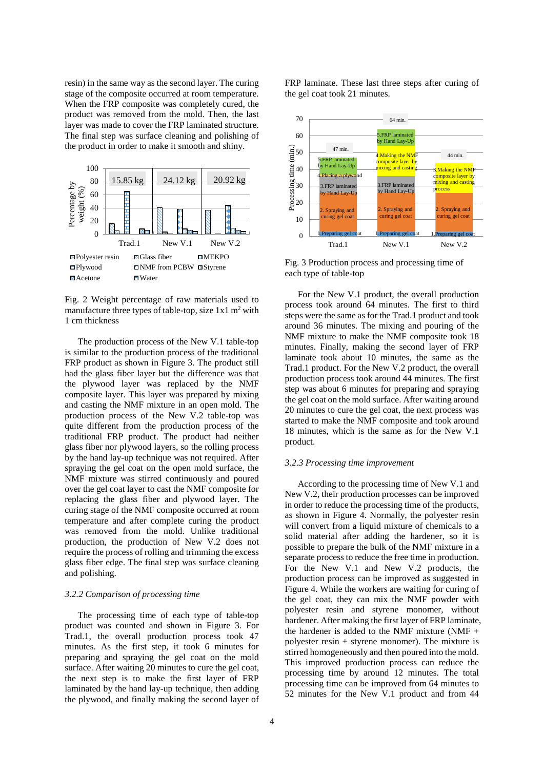resin) in the same way as the second layer. The curing stage of the composite occurred at room temperature. When the FRP composite was completely cured, the product was removed from the mold. Then, the last layer was made to cover the FRP laminated structure. The final step was surface cleaning and polishing of the product in order to make it smooth and shiny.

Fig. 2 Weight percentage of raw materials used to manufacture three types of table-top, size 1x1 m$^2$ with 1 cm thickness

The production process of the New V.1 table-top is similar to the production process of the traditional FRP product as shown in Figure 3. The product still had the glass fiber layer but the difference was that the plywood layer was replaced by the NMF composite layer. This layer was prepared by mixing and casting the NMF mixture in an open mold. The production process of the New V.2 table-top was quite different from the production process of the traditional FRP product. The product had neither glass fiber nor plywood layers, so the rolling process by the hand lay-up technique was not required. After spraying the gel coat on the open mold surface, the NMF mixture was stirred continuously and poured over the gel coat layer to cast the NMF composite for replacing the glass fiber and plywood layer. The curing stage of the NMF composite occurred at room temperature and after complete curing the product was removed from the mold. Unlike traditional production, the production of New V.2 does not require the process of rolling and trimming the excess glass fiber edge. The final step was surface cleaning and polishing.

### *3.2.2 Comparison of processing time*

The processing time of each type of table-top product was counted and shown in Figure 3. For Trad.1, the overall production process took 47 minutes. As the first step, it took 6 minutes for preparing and spraying the gel coat on the mold surface. After waiting 20 minutes to cure the gel coat, the next step is to make the first layer of FRP laminated by the hand lay-up technique, then adding the plywood, and finally making the second layer of FRP laminate. These last three steps after curing of the gel coat took 21 minutes.

Fig. 3 Production process and processing time of each type of table-top

For the New V.1 product, the overall production process took around 64 minutes. The first to third steps were the same as for the Trad.1 product and took around 36 minutes. The mixing and pouring of the NMF mixture to make the NMF composite took 18 minutes. Finally, making the second layer of FRP laminate took about 10 minutes, the same as the Trad.1 product. For the New V.2 product, the overall production process took around 44 minutes. The first step was about 6 minutes for preparing and spraying the gel coat on the mold surface. After waiting around 20 minutes to cure the gel coat, the next process was started to make the NMF composite and took around 18 minutes, which is the same as for the New V.1 product.

### *3.2.3 Processing time improvement*

According to the processing time of New V.1 and New V.2, their production processes can be improved in order to reduce the processing time of the products, as shown in Figure 4. Normally, the polyester resin will convert from a liquid mixture of chemicals to a solid material after adding the hardener, so it is possible to prepare the bulk of the NMF mixture in a separate process to reduce the free time in production. For the New V.1 and New V.2 products, the production process can be improved as suggested in Figure 4. While the workers are waiting for curing of the gel coat, they can mix the NMF powder with polyester resin and styrene monomer, without hardener. After making the first layer of FRP laminate, the hardener is added to the NMF mixture (NMF + polyester resin + styrene monomer). The mixture is stirred homogeneously and then poured into the mold. This improved production process can reduce the processing time by around 12 minutes. The total processing time can be improved from 64 minutes to 52 minutes for the New V.1 product and from 44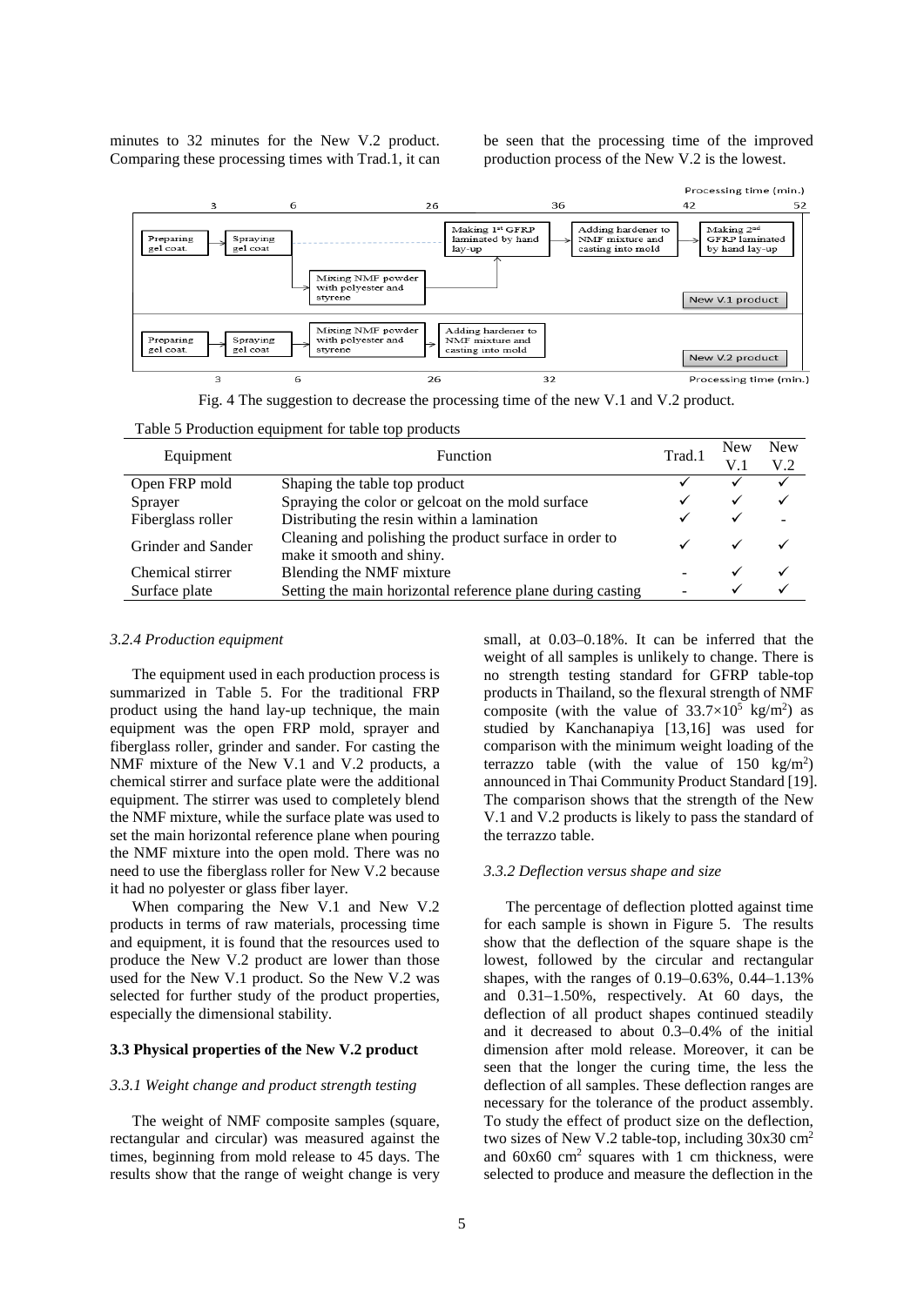minutes to 32 minutes for the New V.2 product. Comparing these processing times with Trad.1, it can be seen that the processing time of the improved production process of the New V.2 is the lowest.

Fig. 4 The suggestion to decrease the processing time of the new V.1 and V.2 product.

Table 5 Production equipment for table top products

| Equipment | Function | Trad.1 | New V.1 | New V.2 |
|---|---|---|---|---|
| Open FRP mold | Shaping the table top product | ✓ | ✓ | ✓ |
| Sprayer | Spraying the color or gelcoat on the mold surface | ✓ | ✓ | ✓ |
| Fiberglass roller | Distributing the resin within a lamination | ✓ | ✓ | - |
| Grinder and Sander | Cleaning and polishing the product surface in order to make it smooth and shiny. | ✓ | ✓ | ✓ |
| Chemical stirrer | Blending the NMF mixture | - | ✓ | ✓ |
| Surface plate | Setting the main horizontal reference plane during casting | - | ✓ | ✓ |

### *3.2.4 Production equipment*

The equipment used in each production process is summarized in Table 5. For the traditional FRP product using the hand lay-up technique, the main equipment was the open FRP mold, sprayer and fiberglass roller, grinder and sander. For casting the NMF mixture of the New V.1 and V.2 products, a chemical stirrer and surface plate were the additional equipment. The stirrer was used to completely blend the NMF mixture, while the surface plate was used to set the main horizontal reference plane when pouring the NMF mixture into the open mold. There was no need to use the fiberglass roller for New V.2 because it had no polyester or glass fiber layer.

When comparing the New V.1 and New V.2 products in terms of raw materials, processing time and equipment, it is found that the resources used to produce the New V.2 product are lower than those used for the New V.1 product. So the New V.2 was selected for further study of the product properties, especially the dimensional stability.

## 3.3 Physical properties of the New V.2 product

### *3.3.1 Weight change and product strength testing*

The weight of NMF composite samples (square, rectangular and circular) was measured against the times, beginning from mold release to 45 days. The results show that the range of weight change is very small, at 0.03–0.18%. It can be inferred that the weight of all samples is unlikely to change. There is no strength testing standard for GFRP table-top products in Thailand, so the flexural strength of NMF composite (with the value of $33.7{\times}10^5$ kg/m$^2$) as studied by Kanchanapiya [13,16] was used for comparison with the minimum weight loading of the terrazzo table (with the value of 150 kg/m$^2$) announced in Thai Community Product Standard [19]. The comparison shows that the strength of the New V.1 and V.2 products is likely to pass the standard of the terrazzo table.

### *3.3.2 Deflection versus shape and size*

The percentage of deflection plotted against time for each sample is shown in Figure 5. The results show that the deflection of the square shape is the lowest, followed by the circular and rectangular shapes, with the ranges of 0.19–0.63%, 0.44–1.13% and 0.31–1.50%, respectively. At 60 days, the deflection of all product shapes continued steadily and it decreased to about 0.3–0.4% of the initial dimension after mold release. Moreover, it can be seen that the longer the curing time, the less the deflection of all samples. These deflection ranges are necessary for the tolerance of the product assembly. To study the effect of product size on the deflection, two sizes of New V.2 table-top, including 30x30 cm$^2$ and 60x60 cm$^2$ squares with 1 cm thickness, were selected to produce and measure the deflection in the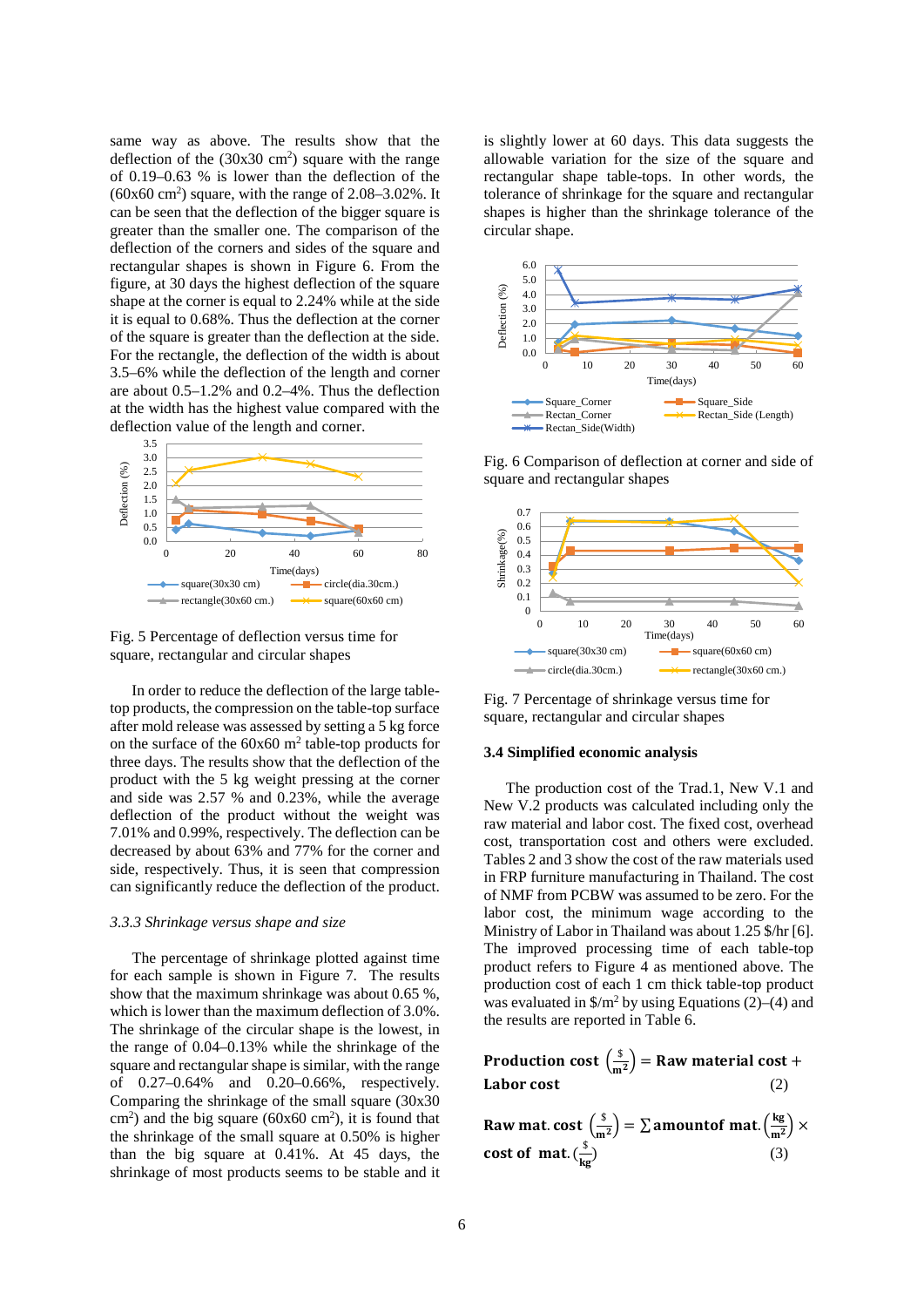same way as above. The results show that the deflection of the (30x30 cm$^2$) square with the range of 0.19–0.63 % is lower than the deflection of the (60x60 cm$^2$) square, with the range of 2.08–3.02%. It can be seen that the deflection of the bigger square is greater than the smaller one. The comparison of the deflection of the corners and sides of the square and rectangular shapes is shown in Figure 6. From the figure, at 30 days the highest deflection of the square shape at the corner is equal to 2.24% while at the side it is equal to 0.68%. Thus the deflection at the corner of the square is greater than the deflection at the side. For the rectangle, the deflection of the width is about 3.5–6% while the deflection of the length and corner are about 0.5–1.2% and 0.2–4%. Thus the deflection at the width has the highest value compared with the deflection value of the length and corner.

Fig. 5 Percentage of deflection versus time for square, rectangular and circular shapes

In order to reduce the deflection of the large table-top products, the compression on the table-top surface after mold release was assessed by setting a 5 kg force on the surface of the 60x60 m$^2$ table-top products for three days. The results show that the deflection of the product with the 5 kg weight pressing at the corner and side was 2.57 % and 0.23%, while the average deflection of the product without the weight was 7.01% and 0.99%, respectively. The deflection can be decreased by about 63% and 77% for the corner and side, respectively. Thus, it is seen that compression can significantly reduce the deflection of the product.

### *3.3.3 Shrinkage versus shape and size*

The percentage of shrinkage plotted against time for each sample is shown in Figure 7. The results show that the maximum shrinkage was about 0.65 %, which is lower than the maximum deflection of 3.0%. The shrinkage of the circular shape is the lowest, in the range of 0.04–0.13% while the shrinkage of the square and rectangular shape is similar, with the range of 0.27–0.64% and 0.20–0.66%, respectively. Comparing the shrinkage of the small square (30x30 cm$^2$) and the big square (60x60 cm$^2$), it is found that the shrinkage of the small square at 0.50% is higher than the big square at 0.41%. At 45 days, the shrinkage of most products seems to be stable and it is slightly lower at 60 days. This data suggests the allowable variation for the size of the square and rectangular shape table-tops. In other words, the tolerance of shrinkage for the square and rectangular shapes is higher than the shrinkage tolerance of the circular shape.

Fig. 6 Comparison of deflection at corner and side of square and rectangular shapes

Fig. 7 Percentage of shrinkage versus time for square, rectangular and circular shapes

### 3.4 Simplified economic analysis

The production cost of the Trad.1, New V.1 and New V.2 products was calculated including only the raw material and labor cost. The fixed cost, overhead cost, transportation cost and others were excluded. Tables 2 and 3 show the cost of the raw materials used in FRP furniture manufacturing in Thailand. The cost of NMF from PCBW was assumed to be zero. For the labor cost, the minimum wage according to the Ministry of Labor in Thailand was about 1.25 \$/hr [6]. The improved processing time of each table-top product refers to Figure 4 as mentioned above. The production cost of each 1 cm thick table-top product was evaluated in \$/m$^2$ by using Equations (2)–(4) and the results are reported in Table 6.

$$\textbf{Production cost}\left(\frac{\$}{\mathbf{m^2}}\right) = \textbf{Raw material cost} + \textbf{Labor cost} \quad (2)$$

$$\textbf{Raw mat. cost}\left(\frac{\$}{\mathbf{m^2}}\right) = \sum \textbf{amountof mat.}\left(\frac{\mathbf{kg}}{\mathbf{m^2}}\right) \times \textbf{cost of mat.}\left(\frac{\$}{\mathbf{kg}}\right) \quad (3)$$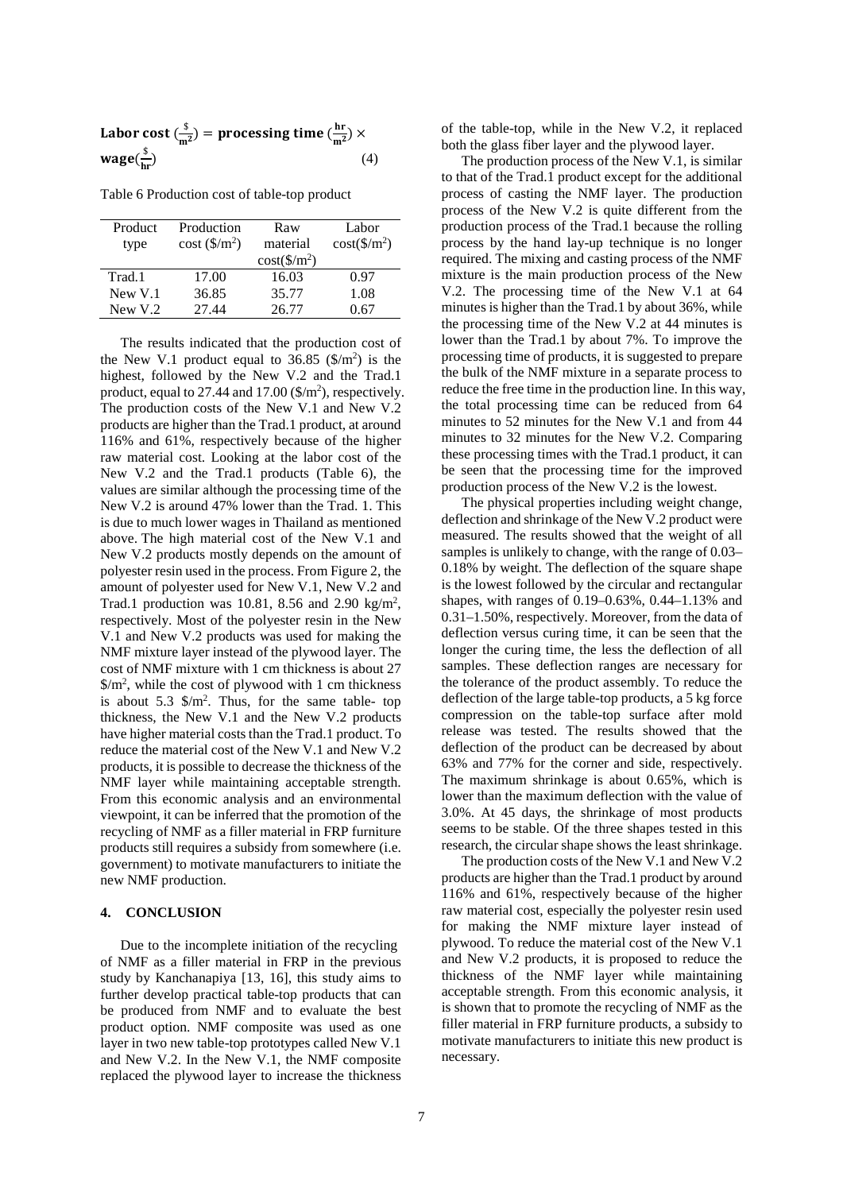$$\textbf{Labor cost}\left(\frac{\$}{\mathrm{m}^2}\right) = \textbf{processing time}\left(\frac{\mathrm{hr}}{\mathrm{m}^2}\right) \times \textbf{wage}\left(\frac{\$}{\mathrm{hr}}\right) \quad (4)$$

Table 6 Production cost of table-top product

| Product type | Production cost ($\$/m^2$) | Raw material cost($\$/m^2$) | Labor cost($\$/m^2$) |
|---|---|---|---|
| Trad.1 | 17.00 | 16.03 | 0.97 |
| New V.1 | 36.85 | 35.77 | 1.08 |
| New V.2 | 27.44 | 26.77 | 0.67 |

The results indicated that the production cost of the New V.1 product equal to 36.85 ($\$/m^2$) is the highest, followed by the New V.2 and the Trad.1 product, equal to 27.44 and 17.00 ($\$/m^2$), respectively. The production costs of the New V.1 and New V.2 products are higher than the Trad.1 product, at around 116% and 61%, respectively because of the higher raw material cost. Looking at the labor cost of the New V.2 and the Trad.1 products (Table 6), the values are similar although the processing time of the New V.2 is around 47% lower than the Trad. 1. This is due to much lower wages in Thailand as mentioned above. The high material cost of the New V.1 and New V.2 products mostly depends on the amount of polyester resin used in the process. From Figure 2, the amount of polyester used for New V.1, New V.2 and Trad.1 production was 10.81, 8.56 and 2.90 $kg/m^2$, respectively. Most of the polyester resin in the New V.1 and New V.2 products was used for making the NMF mixture layer instead of the plywood layer. The cost of NMF mixture with 1 cm thickness is about 27 $\$/m^2$, while the cost of plywood with 1 cm thickness is about 5.3 $\$/m^2$. Thus, for the same table- top thickness, the New V.1 and the New V.2 products have higher material costs than the Trad.1 product. To reduce the material cost of the New V.1 and New V.2 products, it is possible to decrease the thickness of the NMF layer while maintaining acceptable strength. From this economic analysis and an environmental viewpoint, it can be inferred that the promotion of the recycling of NMF as a filler material in FRP furniture products still requires a subsidy from somewhere (i.e. government) to motivate manufacturers to initiate the new NMF production.

## 4. CONCLUSION

Due to the incomplete initiation of the recycling of NMF as a filler material in FRP in the previous study by Kanchanapiya [13, 16], this study aims to further develop practical table-top products that can be produced from NMF and to evaluate the best product option. NMF composite was used as one layer in two new table-top prototypes called New V.1 and New V.2. In the New V.1, the NMF composite replaced the plywood layer to increase the thickness of the table-top, while in the New V.2, it replaced both the glass fiber layer and the plywood layer.

The production process of the New V.1, is similar to that of the Trad.1 product except for the additional process of casting the NMF layer. The production process of the New V.2 is quite different from the production process of the Trad.1 because the rolling process by the hand lay-up technique is no longer required. The mixing and casting process of the NMF mixture is the main production process of the New V.2. The processing time of the New V.1 at 64 minutes is higher than the Trad.1 by about 36%, while the processing time of the New V.2 at 44 minutes is lower than the Trad.1 by about 7%. To improve the processing time of products, it is suggested to prepare the bulk of the NMF mixture in a separate process to reduce the free time in the production line. In this way, the total processing time can be reduced from 64 minutes to 52 minutes for the New V.1 and from 44 minutes to 32 minutes for the New V.2. Comparing these processing times with the Trad.1 product, it can be seen that the processing time for the improved production process of the New V.2 is the lowest.

The physical properties including weight change, deflection and shrinkage of the New V.2 product were measured. The results showed that the weight of all samples is unlikely to change, with the range of 0.03–0.18% by weight. The deflection of the square shape is the lowest followed by the circular and rectangular shapes, with ranges of 0.19–0.63%, 0.44–1.13% and 0.31–1.50%, respectively. Moreover, from the data of deflection versus curing time, it can be seen that the longer the curing time, the less the deflection of all samples. These deflection ranges are necessary for the tolerance of the product assembly. To reduce the deflection of the large table-top products, a 5 kg force compression on the table-top surface after mold release was tested. The results showed that the deflection of the product can be decreased by about 63% and 77% for the corner and side, respectively. The maximum shrinkage is about 0.65%, which is lower than the maximum deflection with the value of 3.0%. At 45 days, the shrinkage of most products seems to be stable. Of the three shapes tested in this research, the circular shape shows the least shrinkage.

The production costs of the New V.1 and New V.2 products are higher than the Trad.1 product by around 116% and 61%, respectively because of the higher raw material cost, especially the polyester resin used for making the NMF mixture layer instead of plywood. To reduce the material cost of the New V.1 and New V.2 products, it is proposed to reduce the thickness of the NMF layer while maintaining acceptable strength. From this economic analysis, it is shown that to promote the recycling of NMF as the filler material in FRP furniture products, a subsidy to motivate manufacturers to initiate this new product is necessary.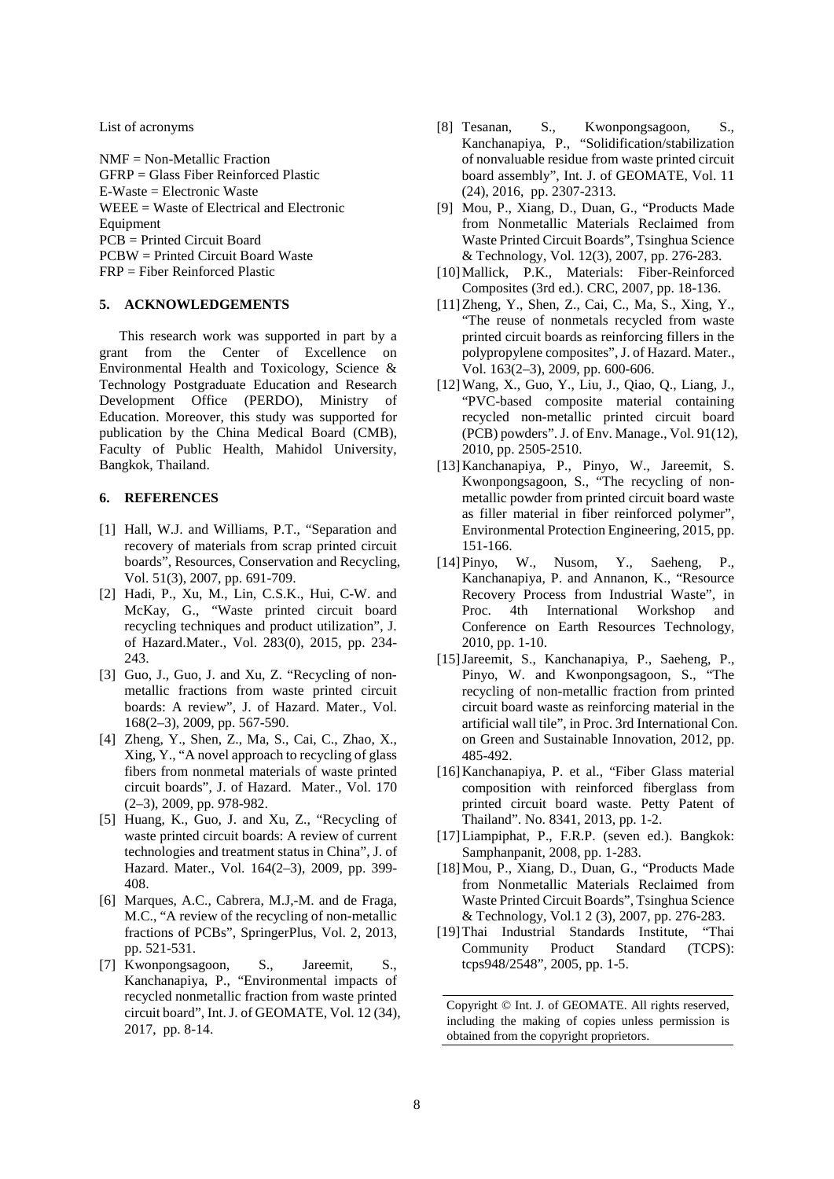List of acronyms

NMF = Non-Metallic Fraction
GFRP = Glass Fiber Reinforced Plastic
E-Waste = Electronic Waste
WEEE = Waste of Electrical and Electronic Equipment
PCB = Printed Circuit Board
PCBW = Printed Circuit Board Waste
FRP = Fiber Reinforced Plastic

## 5. ACKNOWLEDGEMENTS

This research work was supported in part by a grant from the Center of Excellence on Environmental Health and Toxicology, Science & Technology Postgraduate Education and Research Development Office (PERDO), Ministry of Education. Moreover, this study was supported for publication by the China Medical Board (CMB), Faculty of Public Health, Mahidol University, Bangkok, Thailand.

## 6. REFERENCES

[1] Hall, W.J. and Williams, P.T., "Separation and recovery of materials from scrap printed circuit boards", Resources, Conservation and Recycling, Vol. 51(3), 2007, pp. 691-709.

[2] Hadi, P., Xu, M., Lin, C.S.K., Hui, C-W. and McKay, G., "Waste printed circuit board recycling techniques and product utilization", J. of Hazard.Mater., Vol. 283(0), 2015, pp. 234-243.

[3] Guo, J., Guo, J. and Xu, Z. "Recycling of non-metallic fractions from waste printed circuit boards: A review", J. of Hazard. Mater., Vol. 168(2–3), 2009, pp. 567-590.

[4] Zheng, Y., Shen, Z., Ma, S., Cai, C., Zhao, X., Xing, Y., "A novel approach to recycling of glass fibers from nonmetal materials of waste printed circuit boards", J. of Hazard. Mater., Vol. 170 (2–3), 2009, pp. 978-982.

[5] Huang, K., Guo, J. and Xu, Z., "Recycling of waste printed circuit boards: A review of current technologies and treatment status in China", J. of Hazard. Mater., Vol. 164(2–3), 2009, pp. 399-408.

[6] Marques, A.C., Cabrera, M.J,-M. and de Fraga, M.C., "A review of the recycling of non-metallic fractions of PCBs", SpringerPlus, Vol. 2, 2013, pp. 521-531.

[7] Kwonpongsagoon, S., Jareemit, S., Kanchanapiya, P., "Environmental impacts of recycled nonmetallic fraction from waste printed circuit board", Int. J. of GEOMATE, Vol. 12 (34), 2017, pp. 8-14.

[8] Tesanan, S., Kwonpongsagoon, S., Kanchanapiya, P., "Solidification/stabilization of nonvaluable residue from waste printed circuit board assembly", Int. J. of GEOMATE, Vol. 11 (24), 2016, pp. 2307-2313.

[9] Mou, P., Xiang, D., Duan, G., "Products Made from Nonmetallic Materials Reclaimed from Waste Printed Circuit Boards", Tsinghua Science & Technology, Vol. 12(3), 2007, pp. 276-283.

[10] Mallick, P.K., Materials: Fiber-Reinforced Composites (3rd ed.). CRC, 2007, pp. 18-136.

[11] Zheng, Y., Shen, Z., Cai, C., Ma, S., Xing, Y., "The reuse of nonmetals recycled from waste printed circuit boards as reinforcing fillers in the polypropylene composites", J. of Hazard. Mater., Vol. 163(2–3), 2009, pp. 600-606.

[12] Wang, X., Guo, Y., Liu, J., Qiao, Q., Liang, J., "PVC-based composite material containing recycled non-metallic printed circuit board (PCB) powders". J. of Env. Manage., Vol. 91(12), 2010, pp. 2505-2510.

[13] Kanchanapiya, P., Pinyo, W., Jareemit, S. Kwonpongsagoon, S., "The recycling of non-metallic powder from printed circuit board waste as filler material in fiber reinforced polymer", Environmental Protection Engineering, 2015, pp. 151-166.

[14] Pinyo, W., Nusom, Y., Saeheng, P., Kanchanapiya, P. and Annanon, K., "Resource Recovery Process from Industrial Waste", in Proc. 4th International Workshop and Conference on Earth Resources Technology, 2010, pp. 1-10.

[15] Jareemit, S., Kanchanapiya, P., Saeheng, P., Pinyo, W. and Kwonpongsagoon, S., "The recycling of non-metallic fraction from printed circuit board waste as reinforcing material in the artificial wall tile", in Proc. 3rd International Con. on Green and Sustainable Innovation, 2012, pp. 485-492.

[16] Kanchanapiya, P. et al., "Fiber Glass material composition with reinforced fiberglass from printed circuit board waste. Petty Patent of Thailand". No. 8341, 2013, pp. 1-2.

[17] Liampiphat, P., F.R.P. (seven ed.). Bangkok: Samphanpanit, 2008, pp. 1-283.

[18] Mou, P., Xiang, D., Duan, G., "Products Made from Nonmetallic Materials Reclaimed from Waste Printed Circuit Boards", Tsinghua Science & Technology, Vol.1 2 (3), 2007, pp. 276-283.

[19] Thai Industrial Standards Institute, "Thai Community Product Standard (TCPS): tcps948/2548", 2005, pp. 1-5.

Copyright © Int. J. of GEOMATE. All rights reserved, including the making of copies unless permission is obtained from the copyright proprietors.